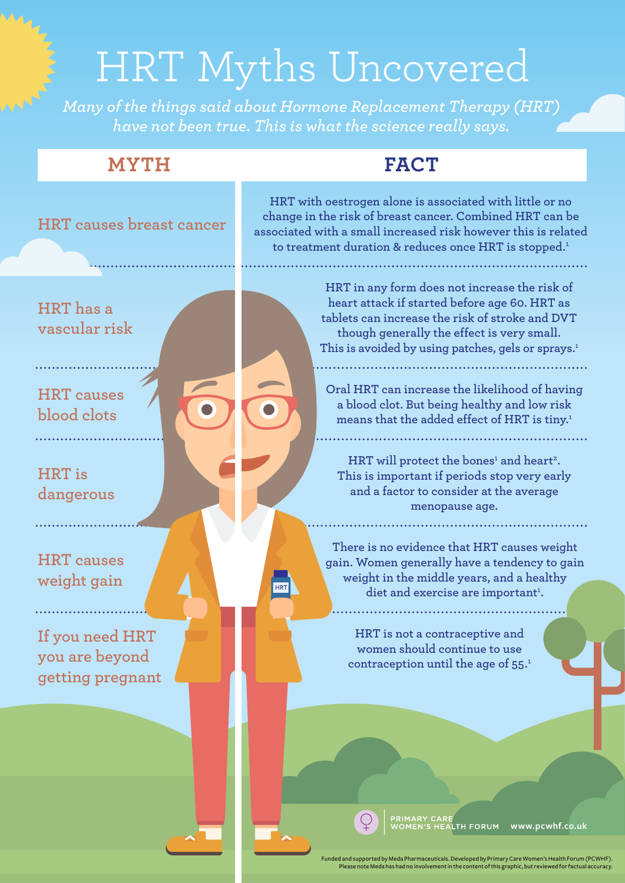# HRT Myths Uncovered

*Many of the things said about Hormone Replacement Therapy (HRT) have not been true. This is what the science really says.*

| MYTH | FACT |
|---|---|
| HRT causes breast cancer | HRT with oestrogen alone is associated with little or no change in the risk of breast cancer. Combined HRT can be associated with a small increased risk however this is related to treatment duration & reduces once HRT is stopped.[1] |
| HRT has a vascular risk | HRT in any form does not increase the risk of heart attack if started before age 60. HRT as tablets can increase the risk of stroke and DVT though generally the effect is very small. This is avoided by using patches, gels or sprays.[1] |
| HRT causes blood clots | Oral HRT can increase the likelihood of having a blood clot. But being healthy and low risk means that the added effect of HRT is tiny.[1] |
| HRT is dangerous | HRT will protect the bones[1] and heart[2]. This is important if periods stop very early and a factor to consider at the average menopause age. |
| HRT causes weight gain | There is no evidence that HRT causes weight gain. Women generally have a tendency to gain weight in the middle years, and a healthy diet and exercise are important[1]. |
| If you need HRT you are beyond getting pregnant | HRT is not a contraceptive and women should continue to use contraception until the age of 55.[1] |

PRIMARY CARE WOMEN'S HEALTH FORUM www.pcwhf.co.uk

Funded and supported by Meda Pharmaceuticals. Developed by Primary Care Women's Health Forum (PCWHF). Please note Meda has had no involvement in the content of this graphic, but reviewed for factual accuracy.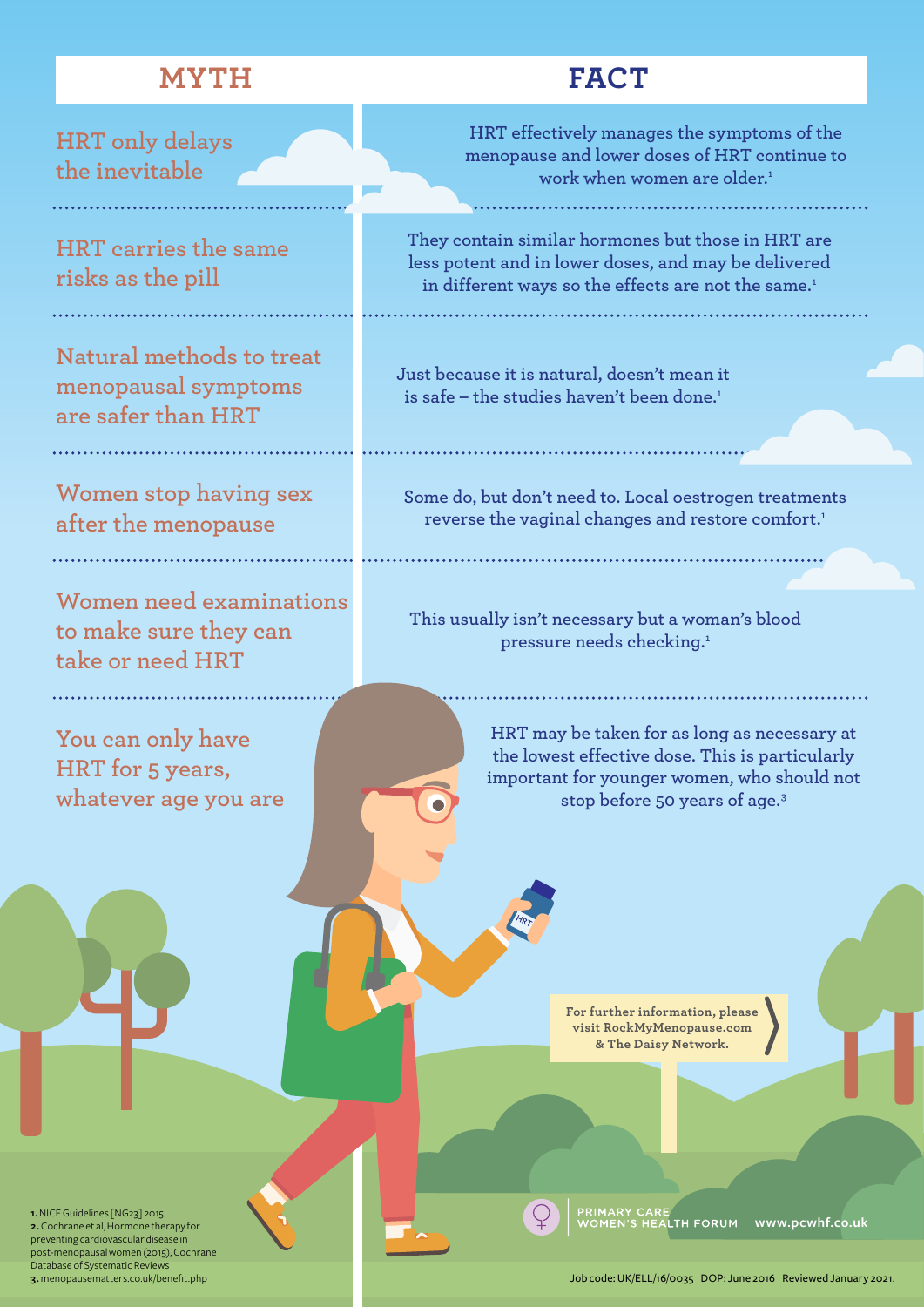| MYTH | FACT |
| --- | --- |
| HRT only delays the inevitable | HRT effectively manages the symptoms of the menopause and lower doses of HRT continue to work when women are older.[1] |
| HRT carries the same risks as the pill | They contain similar hormones but those in HRT are less potent and in lower doses, and may be delivered in different ways so the effects are not the same.[1] |
| Natural methods to treat menopausal symptoms are safer than HRT | Just because it is natural, doesn't mean it is safe – the studies haven't been done.[1] |
| Women stop having sex after the menopause | Some do, but don't need to. Local oestrogen treatments reverse the vaginal changes and restore comfort.[1] |
| Women need examinations to make sure they can take or need HRT | This usually isn't necessary but a woman's blood pressure needs checking.[1] |
| You can only have HRT for 5 years, whatever age you are | HRT may be taken for as long as necessary at the lowest effective dose. This is particularly important for younger women, who should not stop before 50 years of age.[3] |

For further information, please visit RockMyMenopause.com & The Daisy Network.

**1.** NICE Guidelines [NG23] 2015
**2.** Cochrane et al, Hormone therapy for preventing cardiovascular disease in post-menopausal women (2015), Cochrane Database of Systematic Reviews
**3.** menopausematters.co.uk/benefit.php

PRIMARY CARE WOMEN'S HEALTH FORUM www.pcwhf.co.uk

Job code: UK/ELL/16/0035 DOP: June 2016 Reviewed January 2021.